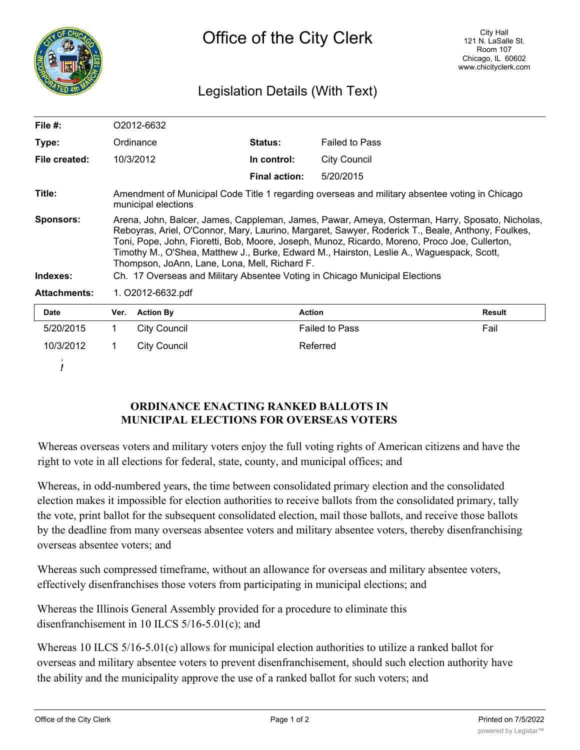# Office of the City Clerk

City Hall
121 N. LaSalle St.
Room 107
Chicago, IL 60602
www.chicityclerk.com

## Legislation Details (With Text)

| | | | |
|---|---|---|---|
| **File #:** | O2012-6632 | | |
| **Type:** | Ordinance | **Status:** | Failed to Pass |
| **File created:** | 10/3/2012 | **In control:** | City Council |
| | | **Final action:** | 5/20/2015 |

**Title:** Amendment of Municipal Code Title 1 regarding overseas and military absentee voting in Chicago municipal elections

**Sponsors:** Arena, John, Balcer, James, Cappleman, James, Pawar, Ameya, Osterman, Harry, Sposato, Nicholas, Reboyras, Ariel, O'Connor, Mary, Laurino, Margaret, Sawyer, Roderick T., Beale, Anthony, Foulkes, Toni, Pope, John, Fioretti, Bob, Moore, Joseph, Munoz, Ricardo, Moreno, Proco Joe, Cullerton, Timothy M., O'Shea, Matthew J., Burke, Edward M., Hairston, Leslie A., Waguespack, Scott, Thompson, JoAnn, Lane, Lona, Mell, Richard F.

**Indexes:** Ch. 17 Overseas and Military Absentee Voting in Chicago Municipal Elections

**Attachments:** 1. O2012-6632.pdf

| Date | Ver. | Action By | Action | Result |
|---|---|---|---|---|
| 5/20/2015 | 1 | City Council | Failed to Pass | Fail |
| 10/3/2012 | 1 | City Council | Referred | |

## ORDINANCE ENACTING RANKED BALLOTS IN MUNICIPAL ELECTIONS FOR OVERSEAS VOTERS

Whereas overseas voters and military voters enjoy the full voting rights of American citizens and have the right to vote in all elections for federal, state, county, and municipal offices; and

Whereas, in odd-numbered years, the time between consolidated primary election and the consolidated election makes it impossible for election authorities to receive ballots from the consolidated primary, tally the vote, print ballot for the subsequent consolidated election, mail those ballots, and receive those ballots by the deadline from many overseas absentee voters and military absentee voters, thereby disenfranchising overseas absentee voters; and

Whereas such compressed timeframe, without an allowance for overseas and military absentee voters, effectively disenfranchises those voters from participating in municipal elections; and

Whereas the Illinois General Assembly provided for a procedure to eliminate this disenfranchisement in 10 ILCS 5/16-5.01(c); and

Whereas 10 ILCS 5/16-5.01(c) allows for municipal election authorities to utilize a ranked ballot for overseas and military absentee voters to prevent disenfranchisement, should such election authority have the ability and the municipality approve the use of a ranked ballot for such voters; and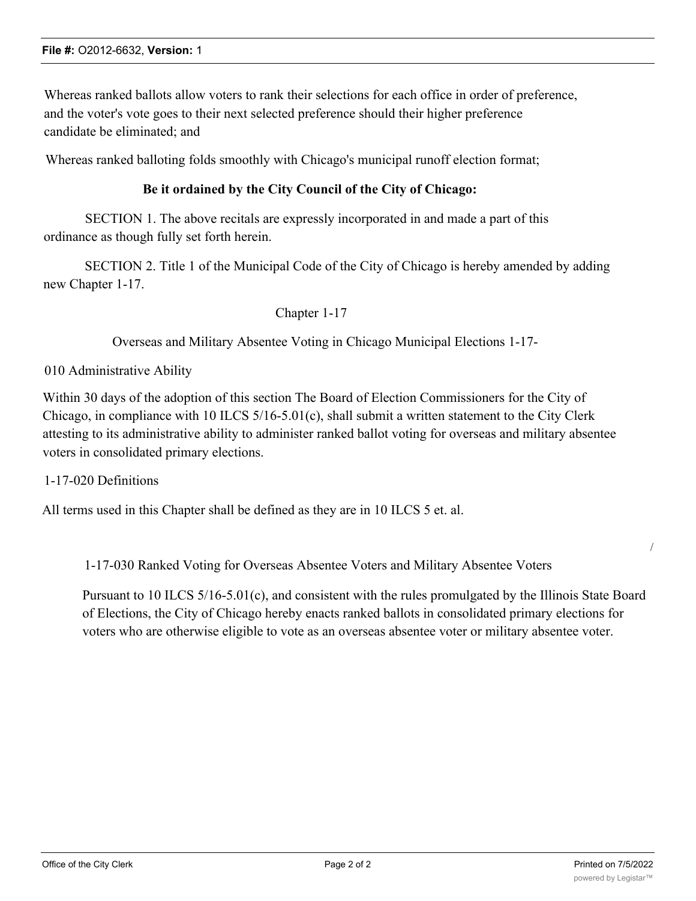Whereas ranked ballots allow voters to rank their selections for each office in order of preference, and the voter's vote goes to their next selected preference should their higher preference candidate be eliminated; and

Whereas ranked balloting folds smoothly with Chicago's municipal runoff election format;

**Be it ordained by the City Council of the City of Chicago:**

SECTION 1. The above recitals are expressly incorporated in and made a part of this ordinance as though fully set forth herein.

SECTION 2. Title 1 of the Municipal Code of the City of Chicago is hereby amended by adding new Chapter 1-17.

Chapter 1-17

Overseas and Military Absentee Voting in Chicago Municipal Elections 1-17-

010 Administrative Ability

Within 30 days of the adoption of this section The Board of Election Commissioners for the City of Chicago, in compliance with 10 ILCS 5/16-5.01(c), shall submit a written statement to the City Clerk attesting to its administrative ability to administer ranked ballot voting for overseas and military absentee voters in consolidated primary elections.

1-17-020 Definitions

All terms used in this Chapter shall be defined as they are in 10 ILCS 5 et. al.

/

1-17-030 Ranked Voting for Overseas Absentee Voters and Military Absentee Voters

Pursuant to 10 ILCS 5/16-5.01(c), and consistent with the rules promulgated by the Illinois State Board of Elections, the City of Chicago hereby enacts ranked ballots in consolidated primary elections for voters who are otherwise eligible to vote as an overseas absentee voter or military absentee voter.